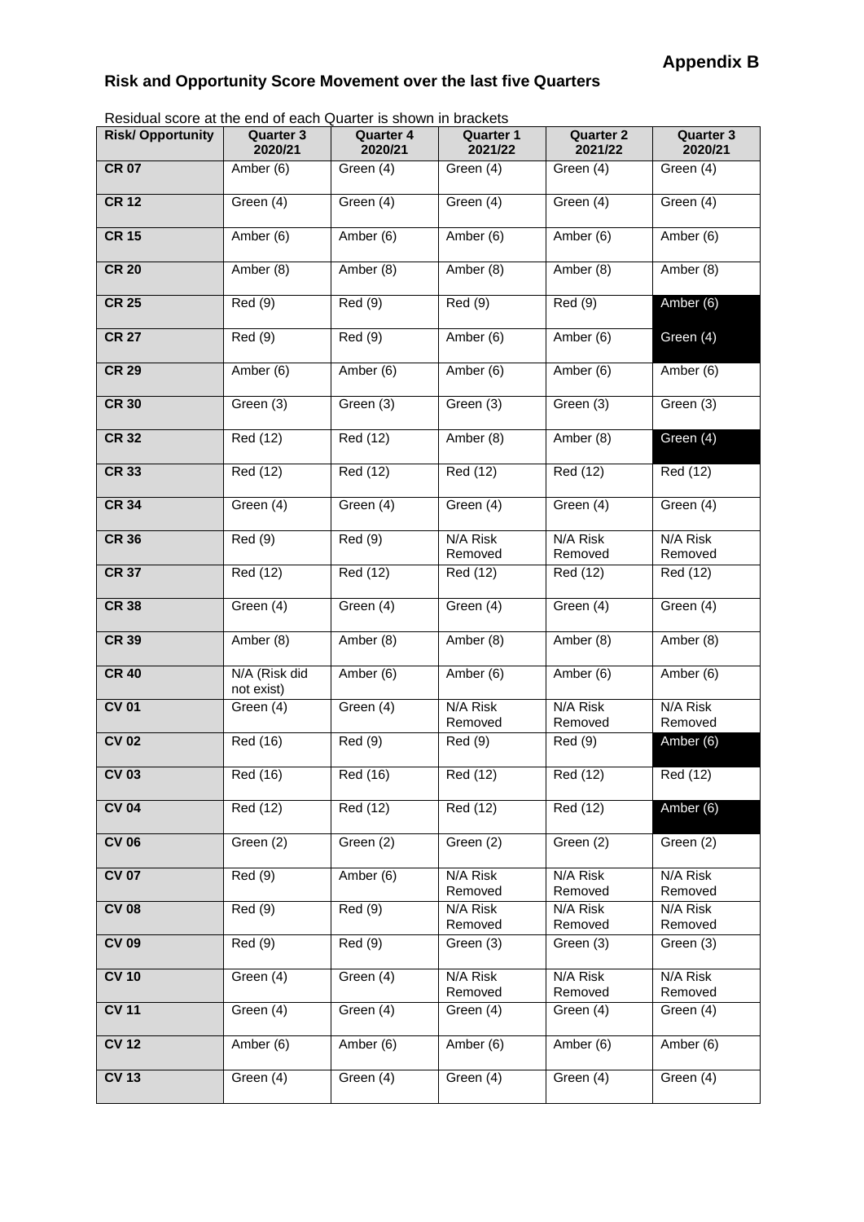**Appendix B**

## Risk and Opportunity Score Movement over the last five Quarters

Residual score at the end of each Quarter is shown in brackets

| Risk/ Opportunity | Quarter 3 2020/21 | Quarter 4 2020/21 | Quarter 1 2021/22 | Quarter 2 2021/22 | Quarter 3 2020/21 |
|---|---|---|---|---|---|
| CR 07 | Amber (6) | Green (4) | Green (4) | Green (4) | Green (4) |
| CR 12 | Green (4) | Green (4) | Green (4) | Green (4) | Green (4) |
| CR 15 | Amber (6) | Amber (6) | Amber (6) | Amber (6) | Amber (6) |
| CR 20 | Amber (8) | Amber (8) | Amber (8) | Amber (8) | Amber (8) |
| CR 25 | Red (9) | Red (9) | Red (9) | Red (9) | Amber (6) |
| CR 27 | Red (9) | Red (9) | Amber (6) | Amber (6) | Green (4) |
| CR 29 | Amber (6) | Amber (6) | Amber (6) | Amber (6) | Amber (6) |
| CR 30 | Green (3) | Green (3) | Green (3) | Green (3) | Green (3) |
| CR 32 | Red (12) | Red (12) | Amber (8) | Amber (8) | Green (4) |
| CR 33 | Red (12) | Red (12) | Red (12) | Red (12) | Red (12) |
| CR 34 | Green (4) | Green (4) | Green (4) | Green (4) | Green (4) |
| CR 36 | Red (9) | Red (9) | N/A Risk Removed | N/A Risk Removed | N/A Risk Removed |
| CR 37 | Red (12) | Red (12) | Red (12) | Red (12) | Red (12) |
| CR 38 | Green (4) | Green (4) | Green (4) | Green (4) | Green (4) |
| CR 39 | Amber (8) | Amber (8) | Amber (8) | Amber (8) | Amber (8) |
| CR 40 | N/A (Risk did not exist) | Amber (6) | Amber (6) | Amber (6) | Amber (6) |
| CV 01 | Green (4) | Green (4) | N/A Risk Removed | N/A Risk Removed | N/A Risk Removed |
| CV 02 | Red (16) | Red (9) | Red (9) | Red (9) | Amber (6) |
| CV 03 | Red (16) | Red (16) | Red (12) | Red (12) | Red (12) |
| CV 04 | Red (12) | Red (12) | Red (12) | Red (12) | Amber (6) |
| CV 06 | Green (2) | Green (2) | Green (2) | Green (2) | Green (2) |
| CV 07 | Red (9) | Amber (6) | N/A Risk Removed | N/A Risk Removed | N/A Risk Removed |
| CV 08 | Red (9) | Red (9) | N/A Risk Removed | N/A Risk Removed | N/A Risk Removed |
| CV 09 | Red (9) | Red (9) | Green (3) | Green (3) | Green (3) |
| CV 10 | Green (4) | Green (4) | N/A Risk Removed | N/A Risk Removed | N/A Risk Removed |
| CV 11 | Green (4) | Green (4) | Green (4) | Green (4) | Green (4) |
| CV 12 | Amber (6) | Amber (6) | Amber (6) | Amber (6) | Amber (6) |
| CV 13 | Green (4) | Green (4) | Green (4) | Green (4) | Green (4) |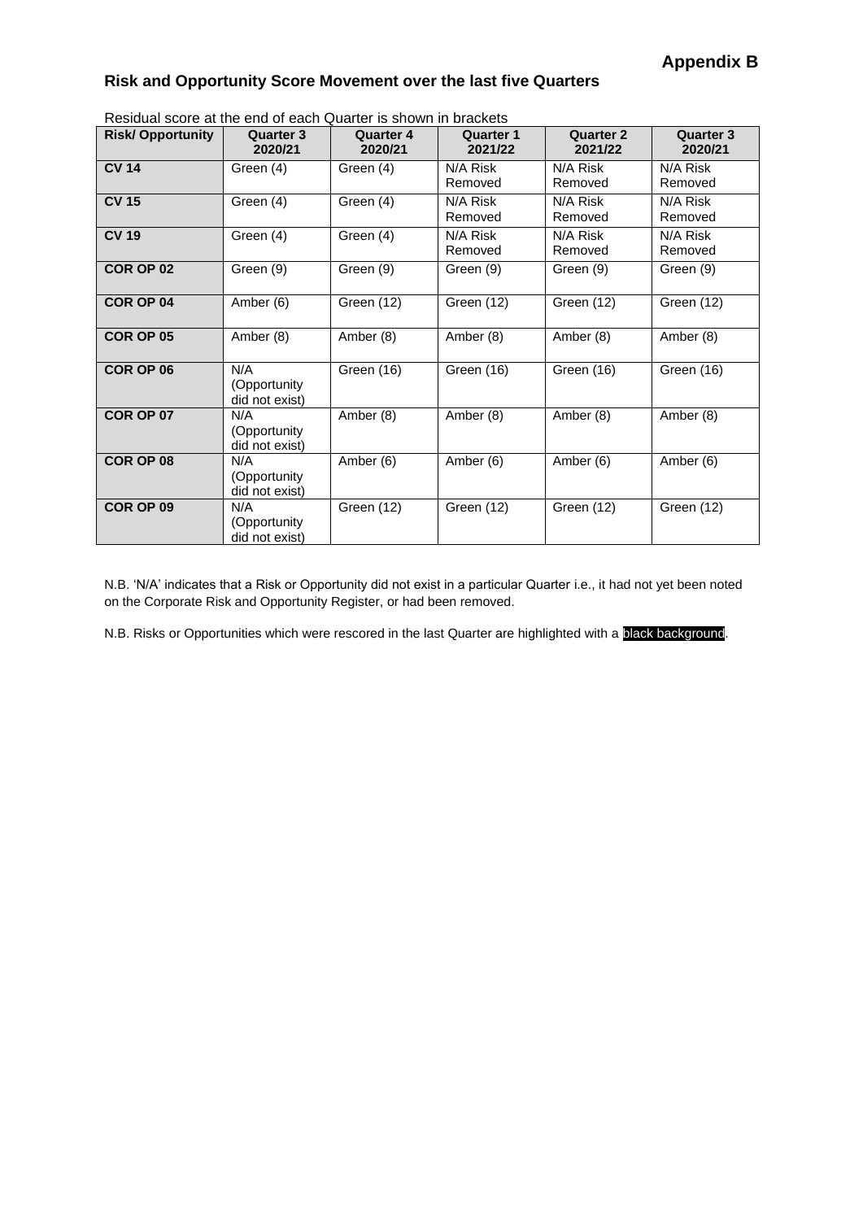# Appendix B

## Risk and Opportunity Score Movement over the last five Quarters

Residual score at the end of each Quarter is shown in brackets

| Risk/ Opportunity | Quarter 3 2020/21 | Quarter 4 2020/21 | Quarter 1 2021/22 | Quarter 2 2021/22 | Quarter 3 2020/21 |
|---|---|---|---|---|---|
| **CV 14** | Green (4) | Green (4) | N/A Risk Removed | N/A Risk Removed | N/A Risk Removed |
| **CV 15** | Green (4) | Green (4) | N/A Risk Removed | N/A Risk Removed | N/A Risk Removed |
| **CV 19** | Green (4) | Green (4) | N/A Risk Removed | N/A Risk Removed | N/A Risk Removed |
| **COR OP 02** | Green (9) | Green (9) | Green (9) | Green (9) | Green (9) |
| **COR OP 04** | Amber (6) | Green (12) | Green (12) | Green (12) | Green (12) |
| **COR OP 05** | Amber (8) | Amber (8) | Amber (8) | Amber (8) | Amber (8) |
| **COR OP 06** | N/A (Opportunity did not exist) | Green (16) | Green (16) | Green (16) | Green (16) |
| **COR OP 07** | N/A (Opportunity did not exist) | Amber (8) | Amber (8) | Amber (8) | Amber (8) |
| **COR OP 08** | N/A (Opportunity did not exist) | Amber (6) | Amber (6) | Amber (6) | Amber (6) |
| **COR OP 09** | N/A (Opportunity did not exist) | Green (12) | Green (12) | Green (12) | Green (12) |

N.B. 'N/A' indicates that a Risk or Opportunity did not exist in a particular Quarter i.e., it had not yet been noted on the Corporate Risk and Opportunity Register, or had been removed.

N.B. Risks or Opportunities which were rescored in the last Quarter are highlighted with a black background.